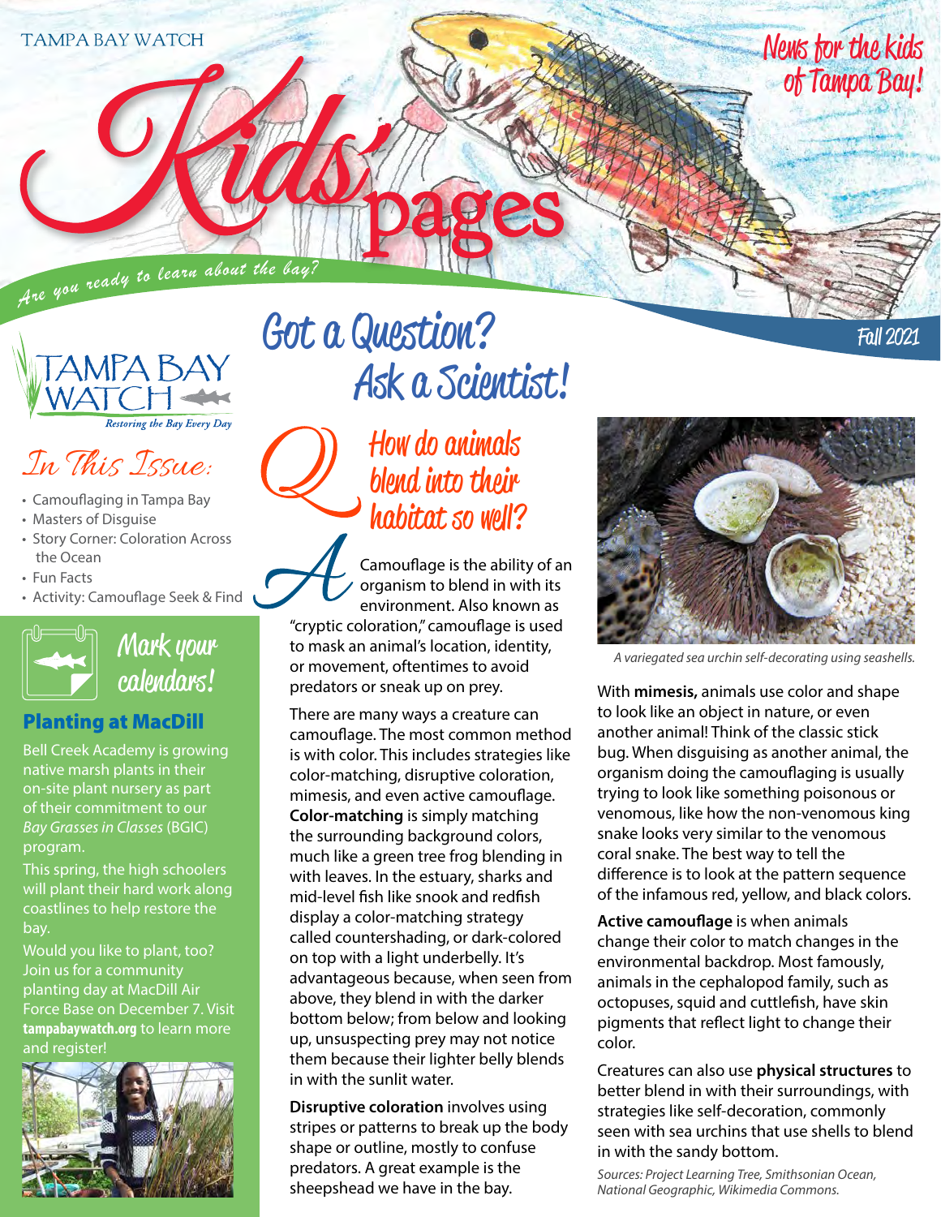TAMPA BAY WATCH

# Kids' pages

News for the kids of Tampa Bay!

*Are you ready to learn about the bay?*

Fall 2021

TAMPA BAY WATCH
*Restoring the Bay Every Day*

## In This Issue:

- Camouflaging in Tampa Bay
- Masters of Disguise
- Story Corner: Coloration Across the Ocean
- Fun Facts
- Activity: Camouflage Seek & Find

## Mark your calendars!

### Planting at MacDill

Bell Creek Academy is growing native marsh plants in their on-site plant nursery as part of their commitment to our *Bay Grasses in Classes* (BGIC) program.

This spring, the high schoolers will plant their hard work along coastlines to help restore the bay.

Would you like to plant, too? Join us for a community planting day at MacDill Air Force Base on December 7. Visit **tampabaywatch.org** to learn more and register!

## Got a Question? Ask a Scientist!

### Q: How do animals blend into their habitat so well?

A: Camouflage is the ability of an organism to blend in with its environment. Also known as "cryptic coloration," camouflage is used to mask an animal's location, identity, or movement, oftentimes to avoid predators or sneak up on prey.

There are many ways a creature can camouflage. The most common method is with color. This includes strategies like color-matching, disruptive coloration, mimesis, and even active camouflage. **Color-matching** is simply matching the surrounding background colors, much like a green tree frog blending in with leaves. In the estuary, sharks and mid-level fish like snook and redfish display a color-matching strategy called countershading, or dark-colored on top with a light underbelly. It's advantageous because, when seen from above, they blend in with the darker bottom below; from below and looking up, unsuspecting prey may not notice them because their lighter belly blends in with the sunlit water.

**Disruptive coloration** involves using stripes or patterns to break up the body shape or outline, mostly to confuse predators. A great example is the sheepshead we have in the bay.

*A variegated sea urchin self-decorating using seashells.*

With **mimesis,** animals use color and shape to look like an object in nature, or even another animal! Think of the classic stick bug. When disguising as another animal, the organism doing the camouflaging is usually trying to look like something poisonous or venomous, like how the non-venomous king snake looks very similar to the venomous coral snake. The best way to tell the difference is to look at the pattern sequence of the infamous red, yellow, and black colors.

**Active camouflage** is when animals change their color to match changes in the environmental backdrop. Most famously, animals in the cephalopod family, such as octopuses, squid and cuttlefish, have skin pigments that reflect light to change their color.

Creatures can also use **physical structures** to better blend in with their surroundings, with strategies like self-decoration, commonly seen with sea urchins that use shells to blend in with the sandy bottom.

*Sources: Project Learning Tree, Smithsonian Ocean, National Geographic, Wikimedia Commons.*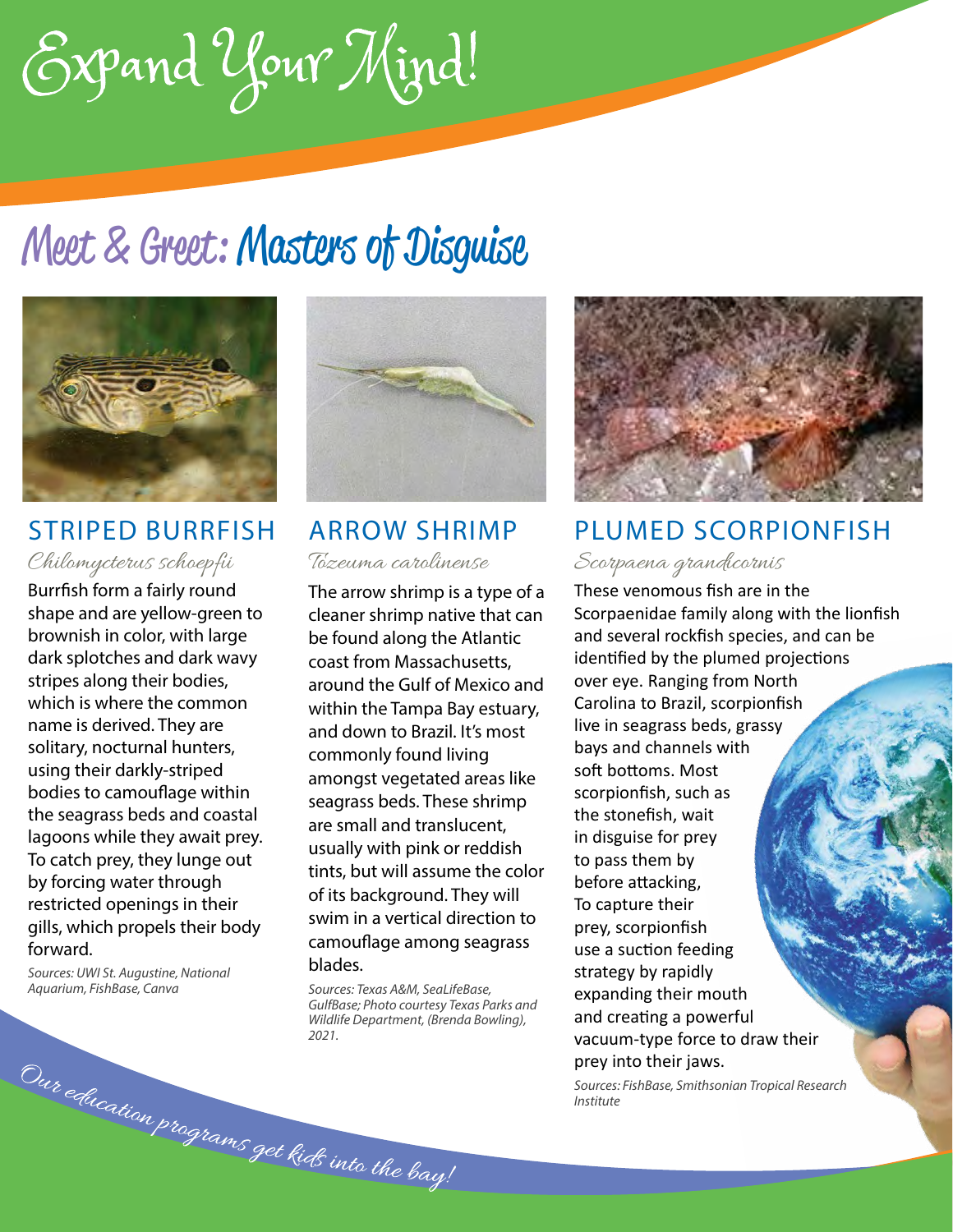# Expand Your Mind!

## Meet & Greet: Masters of Disguise

### STRIPED BURRFISH

*Chilomycterus schoepfii*

Burrfish form a fairly round shape and are yellow-green to brownish in color, with large dark splotches and dark wavy stripes along their bodies, which is where the common name is derived. They are solitary, nocturnal hunters, using their darkly-striped bodies to camouflage within the seagrass beds and coastal lagoons while they await prey. To catch prey, they lunge out by forcing water through restricted openings in their gills, which propels their body forward.

*Sources: UWI St. Augustine, National Aquarium, FishBase, Canva*

### ARROW SHRIMP

*Tozeuma carolinense*

The arrow shrimp is a type of a cleaner shrimp native that can be found along the Atlantic coast from Massachusetts, around the Gulf of Mexico and within the Tampa Bay estuary, and down to Brazil. It's most commonly found living amongst vegetated areas like seagrass beds. These shrimp are small and translucent, usually with pink or reddish tints, but will assume the color of its background. They will swim in a vertical direction to camouflage among seagrass blades.

*Sources: Texas A&M, SeaLifeBase, GulfBase; Photo courtesy Texas Parks and Wildlife Department, (Brenda Bowling), 2021.*

### PLUMED SCORPIONFISH

*Scorpaena grandicornis*

These venomous fish are in the Scorpaenidae family along with the lionfish and several rockfish species, and can be identified by the plumed projections over eye. Ranging from North Carolina to Brazil, scorpionfish live in seagrass beds, grassy bays and channels with soft bottoms. Most scorpionfish, such as the stonefish, wait in disguise for prey to pass them by before attacking, To capture their prey, scorpionfish use a suction feeding strategy by rapidly expanding their mouth and creating a powerful vacuum-type force to draw their prey into their jaws.

*Sources: FishBase, Smithsonian Tropical Research Institute*

*Our education programs get kids into the bay!*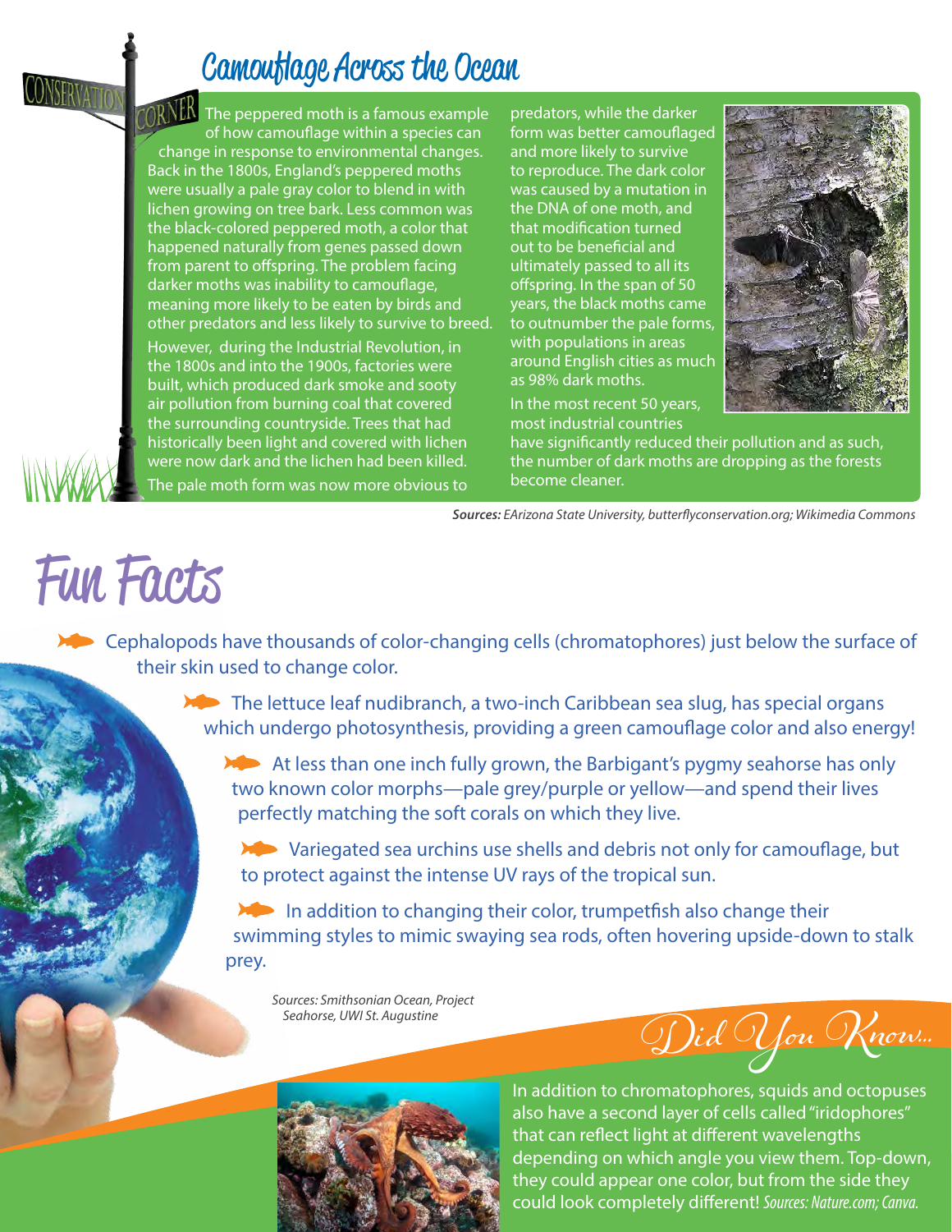# Camouflage Across the Ocean

CONSERVATION CORNER

The peppered moth is a famous example of how camouflage within a species can change in response to environmental changes. Back in the 1800s, England's peppered moths were usually a pale gray color to blend in with lichen growing on tree bark. Less common was the black-colored peppered moth, a color that happened naturally from genes passed down from parent to offspring. The problem facing darker moths was inability to camouflage, meaning more likely to be eaten by birds and other predators and less likely to survive to breed.

However, during the Industrial Revolution, in the 1800s and into the 1900s, factories were built, which produced dark smoke and sooty air pollution from burning coal that covered the surrounding countryside. Trees that had historically been light and covered with lichen were now dark and the lichen had been killed. The pale moth form was now more obvious to predators, while the darker form was better camouflaged and more likely to survive to reproduce. The dark color was caused by a mutation in the DNA of one moth, and that modification turned out to be beneficial and ultimately passed to all its offspring. In the span of 50 years, the black moths came to outnumber the pale forms, with populations in areas around English cities as much as 98% dark moths.

In the most recent 50 years, most industrial countries have significantly reduced their pollution and as such, the number of dark moths are dropping as the forests become cleaner.

***Sources:*** *EArizona State University, butterflyconservation.org; Wikimedia Commons*

# Fun Facts

- Cephalopods have thousands of color-changing cells (chromatophores) just below the surface of their skin used to change color.
- The lettuce leaf nudibranch, a two-inch Caribbean sea slug, has special organs which undergo photosynthesis, providing a green camouflage color and also energy!
- At less than one inch fully grown, the Barbigant's pygmy seahorse has only two known color morphs—pale grey/purple or yellow—and spend their lives perfectly matching the soft corals on which they live.
- Variegated sea urchins use shells and debris not only for camouflage, but to protect against the intense UV rays of the tropical sun.
- In addition to changing their color, trumpetfish also change their swimming styles to mimic swaying sea rods, often hovering upside-down to stalk prey.

*Sources: Smithsonian Ocean, Project Seahorse, UWI St. Augustine*

## Did You Know...

In addition to chromatophores, squids and octopuses also have a second layer of cells called "iridophores" that can reflect light at different wavelengths depending on which angle you view them. Top-down, they could appear one color, but from the side they could look completely different! *Sources: Nature.com; Canva.*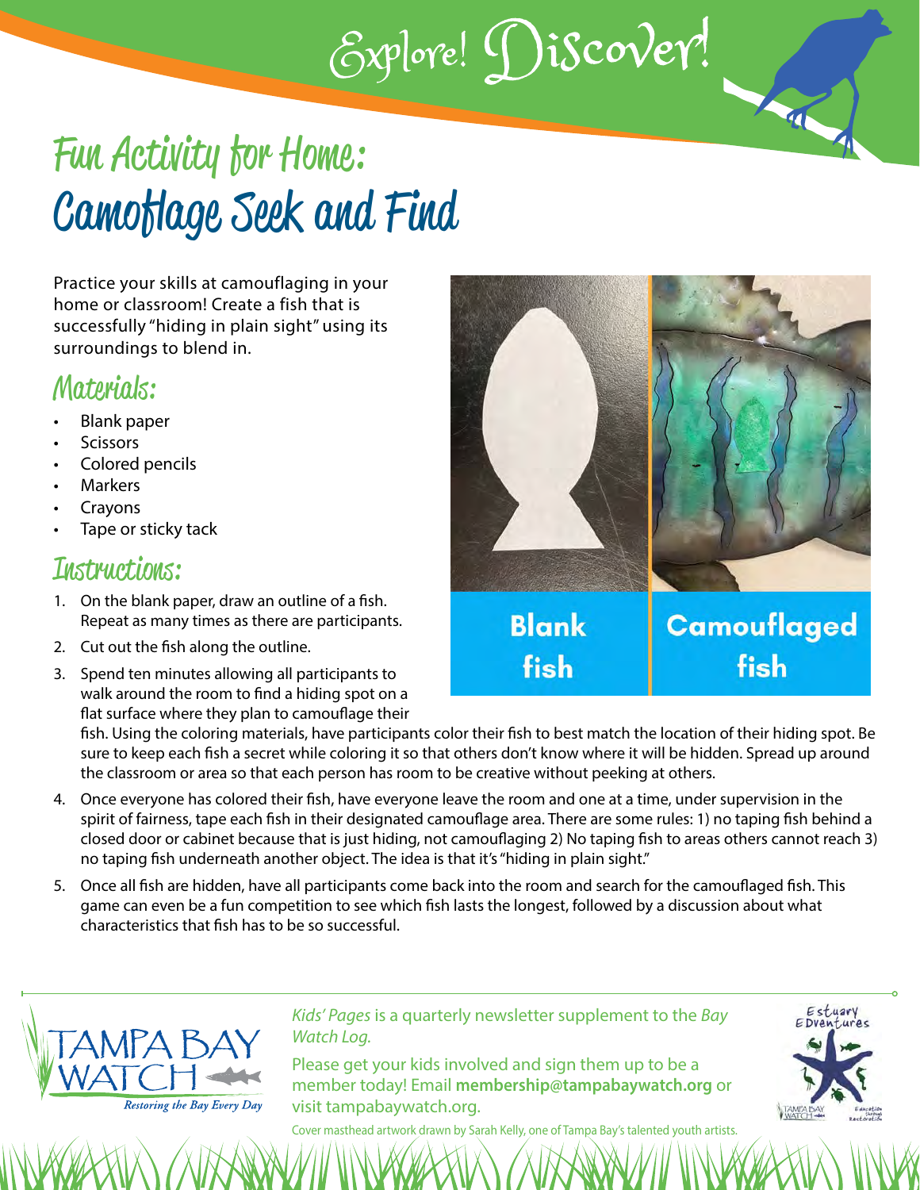# Explore! Discover!

## Fun Activity for Home:
# Camoflage Seek and Find

Practice your skills at camouflaging in your home or classroom! Create a fish that is successfully "hiding in plain sight" using its surroundings to blend in.

## Materials:

- Blank paper
- Scissors
- Colored pencils
- Markers
- Crayons
- Tape or sticky tack

Blank fish

Camouflaged fish

## Instructions:

1. On the blank paper, draw an outline of a fish. Repeat as many times as there are participants.
2. Cut out the fish along the outline.
3. Spend ten minutes allowing all participants to walk around the room to find a hiding spot on a flat surface where they plan to camouflage their fish. Using the coloring materials, have participants color their fish to best match the location of their hiding spot. Be sure to keep each fish a secret while coloring it so that others don't know where it will be hidden. Spread up around the classroom or area so that each person has room to be creative without peeking at others.
4. Once everyone has colored their fish, have everyone leave the room and one at a time, under supervision in the spirit of fairness, tape each fish in their designated camouflage area. There are some rules: 1) no taping fish behind a closed door or cabinet because that is just hiding, not camouflaging 2) No taping fish to areas others cannot reach 3) no taping fish underneath another object. The idea is that it's "hiding in plain sight."
5. Once all fish are hidden, have all participants come back into the room and search for the camouflaged fish. This game can even be a fun competition to see which fish lasts the longest, followed by a discussion about what characteristics that fish has to be so successful.

TAMPA BAY WATCH
*Restoring the Bay Every Day*

*Kids' Pages* is a quarterly newsletter supplement to the *Bay Watch Log.*

Please get your kids involved and sign them up to be a member today! Email **membership@tampabaywatch.org** or visit tampabaywatch.org.

Cover masthead artwork drawn by Sarah Kelly, one of Tampa Bay's talented youth artists.

Estuary EDventures